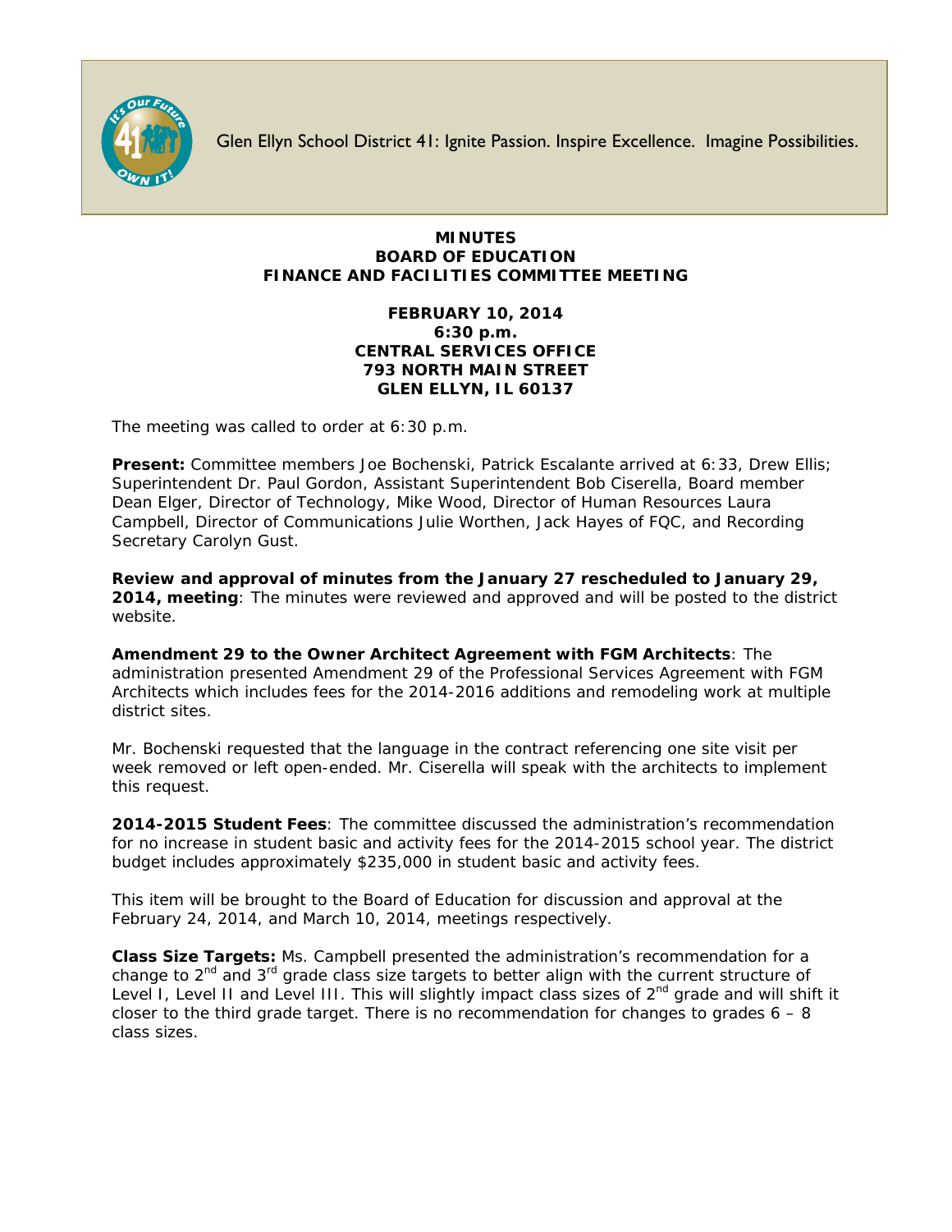Glen Ellyn School District 41: Ignite Passion. Inspire Excellence. Imagine Possibilities.

**MINUTES**
**BOARD OF EDUCATION**
**FINANCE AND FACILITIES COMMITTEE MEETING**

**FEBRUARY 10, 2014**
**6:30 p.m.**
**CENTRAL SERVICES OFFICE**
**793 NORTH MAIN STREET**
**GLEN ELLYN, IL 60137**

The meeting was called to order at 6:30 p.m.

**Present:** Committee members Joe Bochenski, Patrick Escalante arrived at 6:33, Drew Ellis; Superintendent Dr. Paul Gordon, Assistant Superintendent Bob Ciserella, Board member Dean Elger, Director of Technology, Mike Wood, Director of Human Resources Laura Campbell, Director of Communications Julie Worthen, Jack Hayes of FQC, and Recording Secretary Carolyn Gust.

**Review and approval of minutes from the January 27 rescheduled to January 29, 2014, meeting**: The minutes were reviewed and approved and will be posted to the district website.

**Amendment 29 to the Owner Architect Agreement with FGM Architects**: The administration presented Amendment 29 of the Professional Services Agreement with FGM Architects which includes fees for the 2014-2016 additions and remodeling work at multiple district sites.

Mr. Bochenski requested that the language in the contract referencing one site visit per week removed or left open-ended. Mr. Ciserella will speak with the architects to implement this request.

**2014-2015 Student Fees**: The committee discussed the administration's recommendation for no increase in student basic and activity fees for the 2014-2015 school year. The district budget includes approximately $235,000 in student basic and activity fees.

This item will be brought to the Board of Education for discussion and approval at the February 24, 2014, and March 10, 2014, meetings respectively.

**Class Size Targets:** Ms. Campbell presented the administration's recommendation for a change to 2nd and 3rd grade class size targets to better align with the current structure of Level I, Level II and Level III. This will slightly impact class sizes of 2nd grade and will shift it closer to the third grade target. There is no recommendation for changes to grades 6 – 8 class sizes.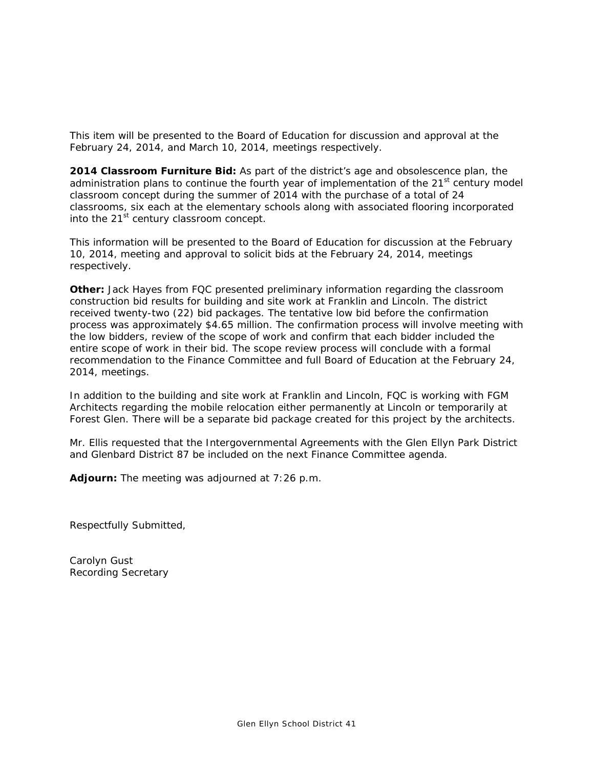This item will be presented to the Board of Education for discussion and approval at the February 24, 2014, and March 10, 2014, meetings respectively.

**2014 Classroom Furniture Bid:** As part of the district's age and obsolescence plan, the administration plans to continue the fourth year of implementation of the 21st century model classroom concept during the summer of 2014 with the purchase of a total of 24 classrooms, six each at the elementary schools along with associated flooring incorporated into the 21st century classroom concept.

This information will be presented to the Board of Education for discussion at the February 10, 2014, meeting and approval to solicit bids at the February 24, 2014, meetings respectively.

**Other:** Jack Hayes from FQC presented preliminary information regarding the classroom construction bid results for building and site work at Franklin and Lincoln. The district received twenty-two (22) bid packages. The tentative low bid before the confirmation process was approximately $4.65 million. The confirmation process will involve meeting with the low bidders, review of the scope of work and confirm that each bidder included the entire scope of work in their bid. The scope review process will conclude with a formal recommendation to the Finance Committee and full Board of Education at the February 24, 2014, meetings.

In addition to the building and site work at Franklin and Lincoln, FQC is working with FGM Architects regarding the mobile relocation either permanently at Lincoln or temporarily at Forest Glen. There will be a separate bid package created for this project by the architects.

Mr. Ellis requested that the Intergovernmental Agreements with the Glen Ellyn Park District and Glenbard District 87 be included on the next Finance Committee agenda.

**Adjourn:** The meeting was adjourned at 7:26 p.m.

Respectfully Submitted,

Carolyn Gust
Recording Secretary